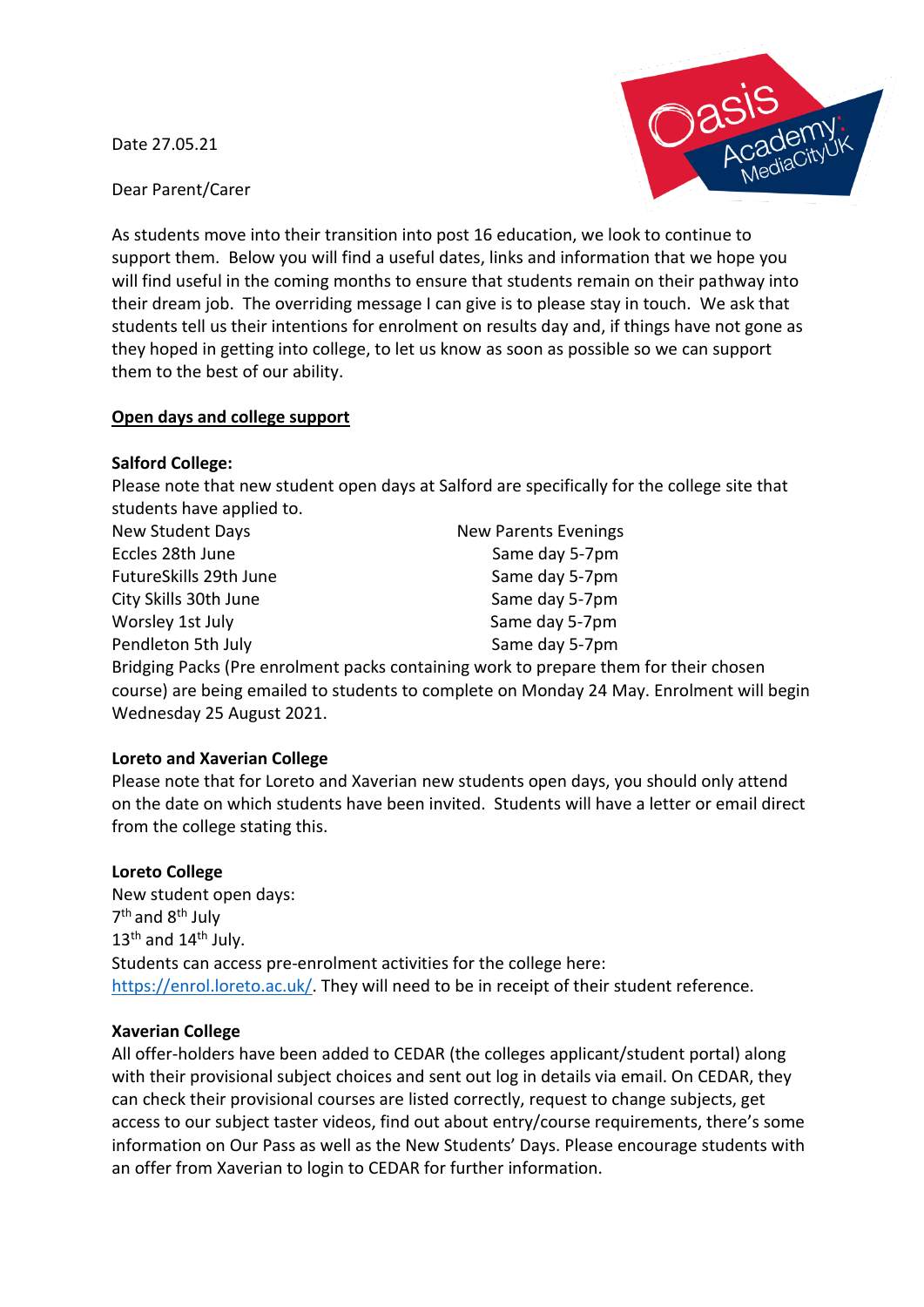Date 27.05.21

Dear Parent/Carer

As students move into their transition into post 16 education, we look to continue to support them. Below you will find a useful dates, links and information that we hope you will find useful in the coming months to ensure that students remain on their pathway into their dream job. The overriding message I can give is to please stay in touch. We ask that students tell us their intentions for enrolment on results day and, if things have not gone as they hoped in getting into college, to let us know as soon as possible so we can support them to the best of our ability.

**Open days and college support**

**Salford College:**

Please note that new student open days at Salford are specifically for the college site that students have applied to.

| New Student Days | New Parents Evenings |
| --- | --- |
| Eccles 28th June | Same day 5-7pm |
| FutureSkills 29th June | Same day 5-7pm |
| City Skills 30th June | Same day 5-7pm |
| Worsley 1st July | Same day 5-7pm |
| Pendleton 5th July | Same day 5-7pm |

Bridging Packs (Pre enrolment packs containing work to prepare them for their chosen course) are being emailed to students to complete on Monday 24 May. Enrolment will begin Wednesday 25 August 2021.

**Loreto and Xaverian College**

Please note that for Loreto and Xaverian new students open days, you should only attend on the date on which students have been invited. Students will have a letter or email direct from the college stating this.

**Loreto College**

New student open days:
7th and 8th July
13th and 14th July.
Students can access pre-enrolment activities for the college here: [https://enrol.loreto.ac.uk/](https://enrol.loreto.ac.uk/). They will need to be in receipt of their student reference.

**Xaverian College**

All offer-holders have been added to CEDAR (the colleges applicant/student portal) along with their provisional subject choices and sent out log in details via email. On CEDAR, they can check their provisional courses are listed correctly, request to change subjects, get access to our subject taster videos, find out about entry/course requirements, there's some information on Our Pass as well as the New Students' Days. Please encourage students with an offer from Xaverian to login to CEDAR for further information.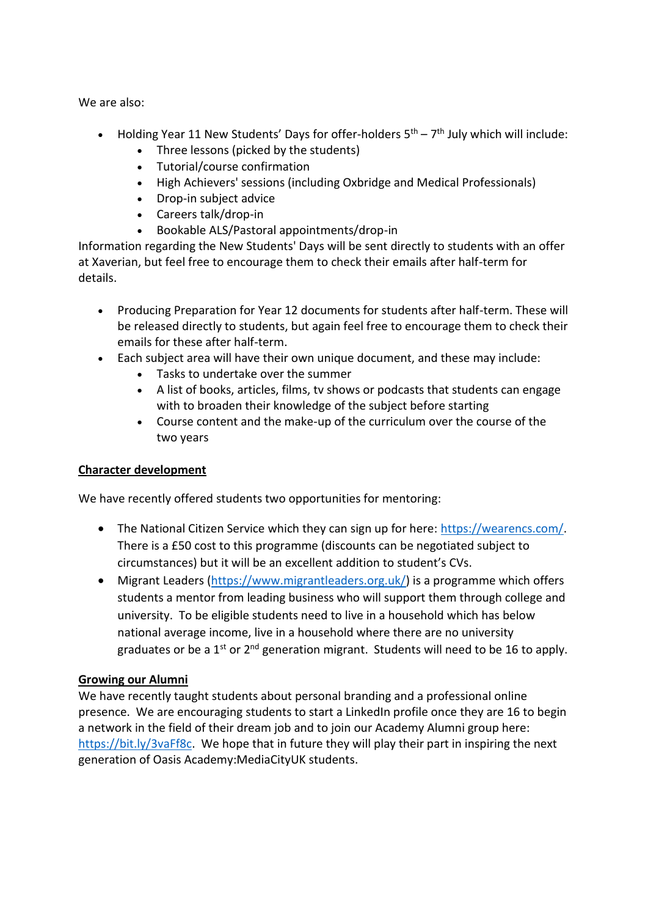We are also:

- Holding Year 11 New Students' Days for offer-holders 5th – 7th July which will include:
    - Three lessons (picked by the students)
    - Tutorial/course confirmation
    - High Achievers' sessions (including Oxbridge and Medical Professionals)
    - Drop-in subject advice
    - Careers talk/drop-in
    - Bookable ALS/Pastoral appointments/drop-in

Information regarding the New Students' Days will be sent directly to students with an offer at Xaverian, but feel free to encourage them to check their emails after half-term for details.

- Producing Preparation for Year 12 documents for students after half-term. These will be released directly to students, but again feel free to encourage them to check their emails for these after half-term.
- Each subject area will have their own unique document, and these may include:
    - Tasks to undertake over the summer
    - A list of books, articles, films, tv shows or podcasts that students can engage with to broaden their knowledge of the subject before starting
    - Course content and the make-up of the curriculum over the course of the two years

**Character development**

We have recently offered students two opportunities for mentoring:

- The National Citizen Service which they can sign up for here: https://wearencs.com/. There is a £50 cost to this programme (discounts can be negotiated subject to circumstances) but it will be an excellent addition to student's CVs.
- Migrant Leaders (https://www.migrantleaders.org.uk/) is a programme which offers students a mentor from leading business who will support them through college and university. To be eligible students need to live in a household which has below national average income, live in a household where there are no university graduates or be a 1st or 2nd generation migrant. Students will need to be 16 to apply.

**Growing our Alumni**

We have recently taught students about personal branding and a professional online presence. We are encouraging students to start a LinkedIn profile once they are 16 to begin a network in the field of their dream job and to join our Academy Alumni group here: https://bit.ly/3vaFf8c. We hope that in future they will play their part in inspiring the next generation of Oasis Academy:MediaCityUK students.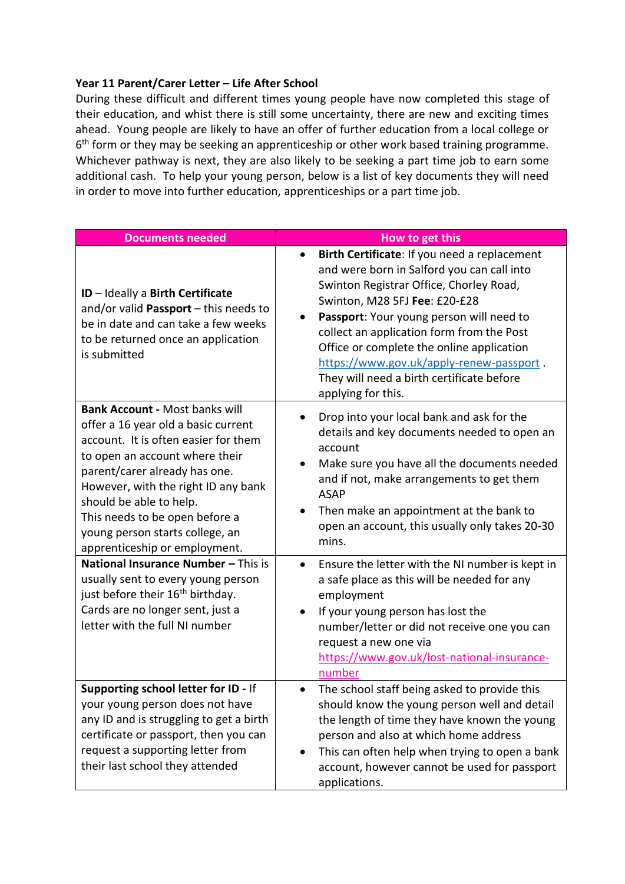**Year 11 Parent/Carer Letter – Life After School**

During these difficult and different times young people have now completed this stage of their education, and whist there is still some uncertainty, there are new and exciting times ahead. Young people are likely to have an offer of further education from a local college or 6th form or they may be seeking an apprenticeship or other work based training programme. Whichever pathway is next, they are also likely to be seeking a part time job to earn some additional cash. To help your young person, below is a list of key documents they will need in order to move into further education, apprenticeships or a part time job.

| Documents needed | How to get this |
|---|---|
| **ID** – Ideally a **Birth Certificate** and/or valid **Passport** – this needs to be in date and can take a few weeks to be returned once an application is submitted | • **Birth Certificate**: If you need a replacement and were born in Salford you can call into Swinton Registrar Office, Chorley Road, Swinton, M28 5FJ **Fee**: £20-£28<br>• **Passport**: Your young person will need to collect an application form from the Post Office or complete the online application https://www.gov.uk/apply-renew-passport . They will need a birth certificate before applying for this. |
| **Bank Account -** Most banks will offer a 16 year old a basic current account. It is often easier for them to open an account where their parent/carer already has one. However, with the right ID any bank should be able to help. This needs to be open before a young person starts college, an apprenticeship or employment. | • Drop into your local bank and ask for the details and key documents needed to open an account<br>• Make sure you have all the documents needed and if not, make arrangements to get them ASAP<br>• Then make an appointment at the bank to open an account, this usually only takes 20-30 mins. |
| **National Insurance Number –** This is usually sent to every young person just before their 16th birthday. Cards are no longer sent, just a letter with the full NI number | • Ensure the letter with the NI number is kept in a safe place as this will be needed for any employment<br>• If your young person has lost the number/letter or did not receive one you can request a new one via https://www.gov.uk/lost-national-insurance-number |
| **Supporting school letter for ID -** If your young person does not have any ID and is struggling to get a birth certificate or passport, then you can request a supporting letter from their last school they attended | • The school staff being asked to provide this should know the young person well and detail the length of time they have known the young person and also at which home address<br>• This can often help when trying to open a bank account, however cannot be used for passport applications. |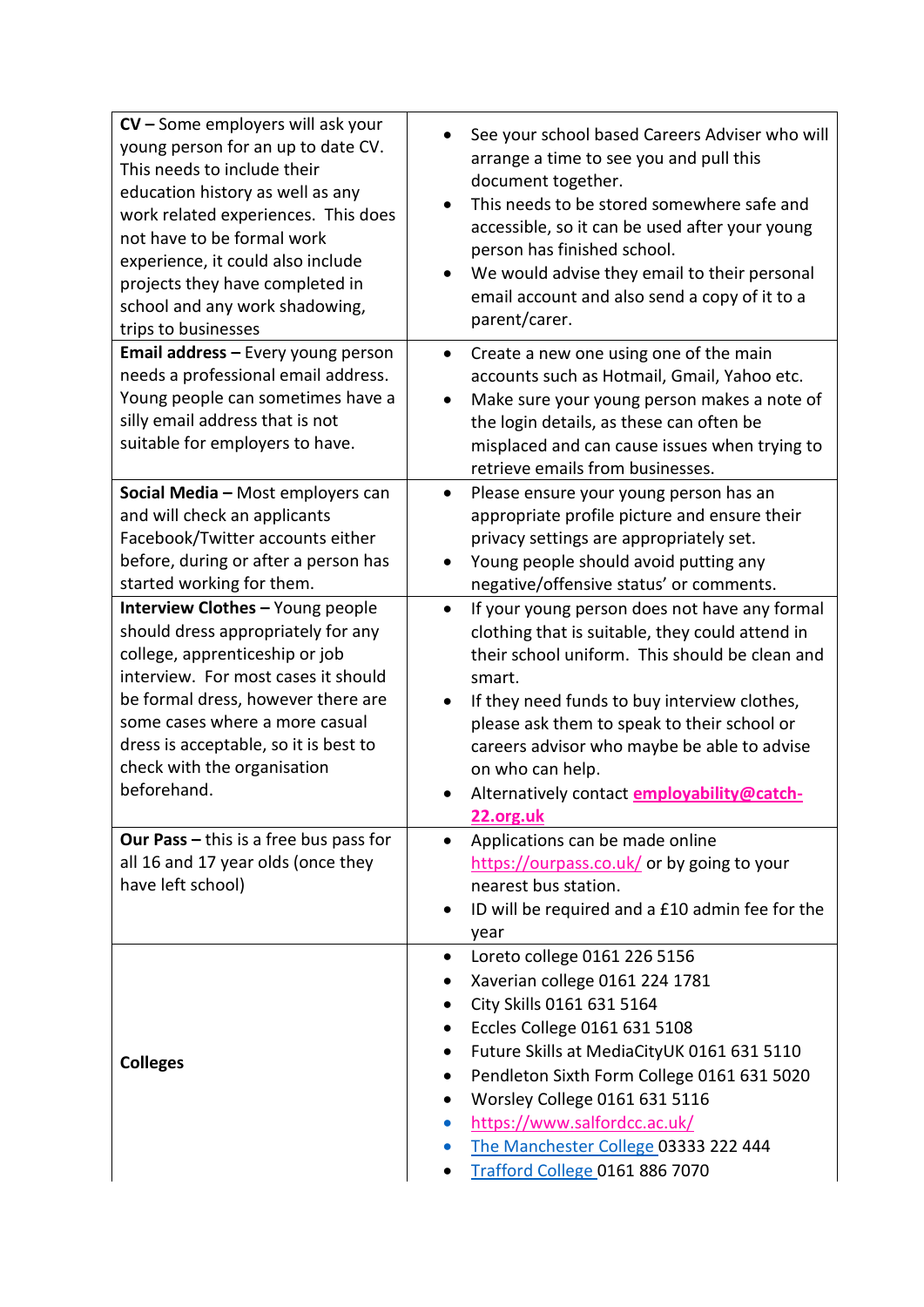| | |
|---|---|
| **CV –** Some employers will ask your young person for an up to date CV. This needs to include their education history as well as any work related experiences. This does not have to be formal work experience, it could also include projects they have completed in school and any work shadowing, trips to businesses | • See your school based Careers Adviser who will arrange a time to see you and pull this document together.<br>• This needs to be stored somewhere safe and accessible, so it can be used after your young person has finished school.<br>• We would advise they email to their personal email account and also send a copy of it to a parent/carer. |
| **Email address –** Every young person needs a professional email address. Young people can sometimes have a silly email address that is not suitable for employers to have. | • Create a new one using one of the main accounts such as Hotmail, Gmail, Yahoo etc.<br>• Make sure your young person makes a note of the login details, as these can often be misplaced and can cause issues when trying to retrieve emails from businesses. |
| **Social Media –** Most employers can and will check an applicants Facebook/Twitter accounts either before, during or after a person has started working for them. | • Please ensure your young person has an appropriate profile picture and ensure their privacy settings are appropriately set.<br>• Young people should avoid putting any negative/offensive status' or comments. |
| **Interview Clothes –** Young people should dress appropriately for any college, apprenticeship or job interview. For most cases it should be formal dress, however there are some cases where a more casual dress is acceptable, so it is best to check with the organisation beforehand. | • If your young person does not have any formal clothing that is suitable, they could attend in their school uniform. This should be clean and smart.<br>• If they need funds to buy interview clothes, please ask them to speak to their school or careers advisor who maybe be able to advise on who can help.<br>• Alternatively contact **employability@catch-22.org.uk** |
| **Our Pass –** this is a free bus pass for all 16 and 17 year olds (once they have left school) | • Applications can be made online https://ourpass.co.uk/ or by going to your nearest bus station.<br>• ID will be required and a £10 admin fee for the year |
| **Colleges** | • Loreto college 0161 226 5156<br>• Xaverian college 0161 224 1781<br>• City Skills 0161 631 5164<br>• Eccles College 0161 631 5108<br>• Future Skills at MediaCityUK 0161 631 5110<br>• Pendleton Sixth Form College 0161 631 5020<br>• Worsley College 0161 631 5116<br>• https://www.salfordcc.ac.uk/<br>• The Manchester College 03333 222 444<br>• Trafford College 0161 886 7070 |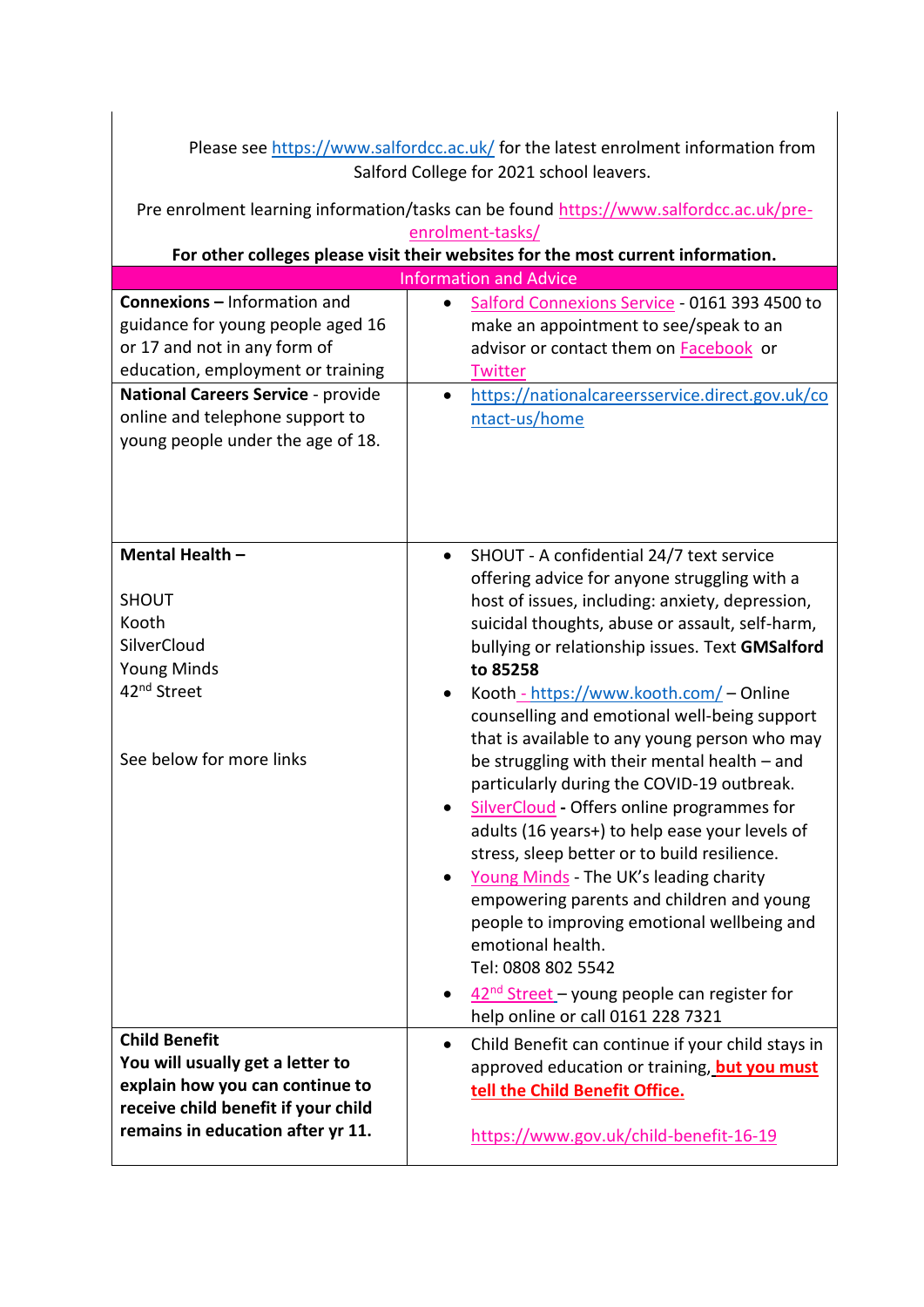Please see https://www.salfordcc.ac.uk/ for the latest enrolment information from Salford College for 2021 school leavers.

Pre enrolment learning information/tasks can be found https://www.salfordcc.ac.uk/pre-enrolment-tasks/

**For other colleges please visit their websites for the most current information.**

| Information and Advice | |
|---|---|
| **Connexions –** Information and guidance for young people aged 16 or 17 and not in any form of education, employment or training | • Salford Connexions Service - 0161 393 4500 to make an appointment to see/speak to an advisor or contact them on Facebook or Twitter |
| **National Careers Service** - provide online and telephone support to young people under the age of 18. | • https://nationalcareersservice.direct.gov.uk/contact-us/home |
| **Mental Health –**<br><br>SHOUT<br>Kooth<br>SilverCloud<br>Young Minds<br>42nd Street<br><br>See below for more links | • SHOUT - A confidential 24/7 text service offering advice for anyone struggling with a host of issues, including: anxiety, depression, suicidal thoughts, abuse or assault, self-harm, bullying or relationship issues. Text **GMSalford to 85258**<br>• Kooth - https://www.kooth.com/ – Online counselling and emotional well-being support that is available to any young person who may be struggling with their mental health – and particularly during the COVID-19 outbreak.<br>• SilverCloud **-** Offers online programmes for adults (16 years+) to help ease your levels of stress, sleep better or to build resilience.<br>• Young Minds - The UK's leading charity empowering parents and children and young people to improving emotional wellbeing and emotional health.<br>Tel: 0808 802 5542<br>• 42nd Street – young people can register for help online or call 0161 228 7321 |
| **Child Benefit**<br>**You will usually get a letter to explain how you can continue to receive child benefit if your child remains in education after yr 11.** | • Child Benefit can continue if your child stays in approved education or training, **but you must tell the Child Benefit Office.**<br><br>https://www.gov.uk/child-benefit-16-19 |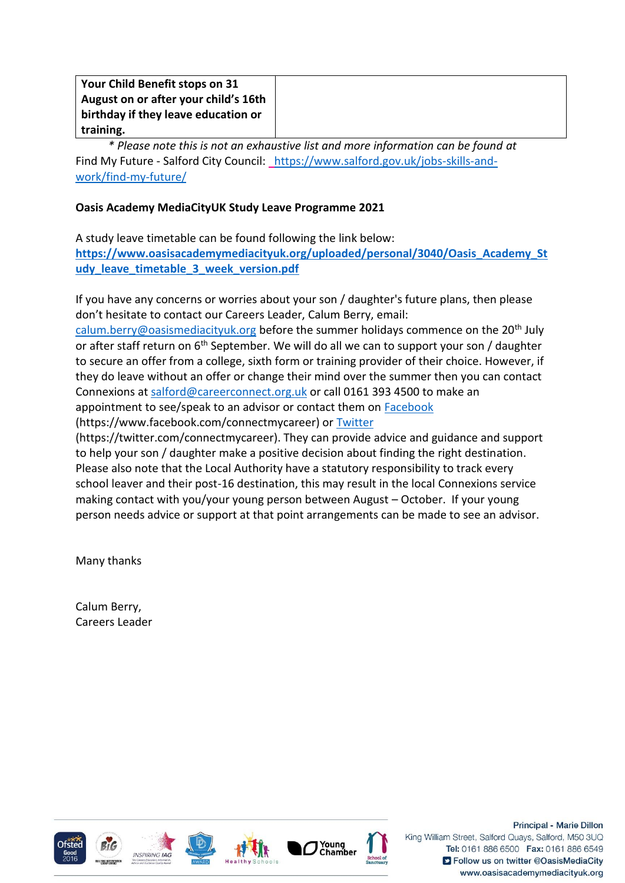| | |
|---|---|
| **Your Child Benefit stops on 31 August on or after your child's 16th birthday if they leave education or training.** | |

*\* Please note this is not an exhaustive list and more information can be found at* Find My Future - Salford City Council: https://www.salford.gov.uk/jobs-skills-and-work/find-my-future/

**Oasis Academy MediaCityUK Study Leave Programme 2021**

A study leave timetable can be found following the link below:
**https://www.oasisacademymediacityuk.org/uploaded/personal/3040/Oasis_Academy_Study_leave_timetable_3_week_version.pdf**

If you have any concerns or worries about your son / daughter's future plans, then please don't hesitate to contact our Careers Leader, Calum Berry, email: calum.berry@oasismediacityuk.org before the summer holidays commence on the 20th July or after staff return on 6th September. We will do all we can to support your son / daughter to secure an offer from a college, sixth form or training provider of their choice. However, if they do leave without an offer or change their mind over the summer then you can contact Connexions at salford@careerconnect.org.uk or call 0161 393 4500 to make an appointment to see/speak to an advisor or contact them on Facebook (https://www.facebook.com/connectmycareer) or Twitter (https://twitter.com/connectmycareer). They can provide advice and guidance and support to help your son / daughter make a positive decision about finding the right destination. Please also note that the Local Authority have a statutory responsibility to track every school leaver and their post-16 destination, this may result in the local Connexions service making contact with you/your young person between August – October. If your young person needs advice or support at that point arrangements can be made to see an advisor.

Many thanks

Calum Berry,
Careers Leader